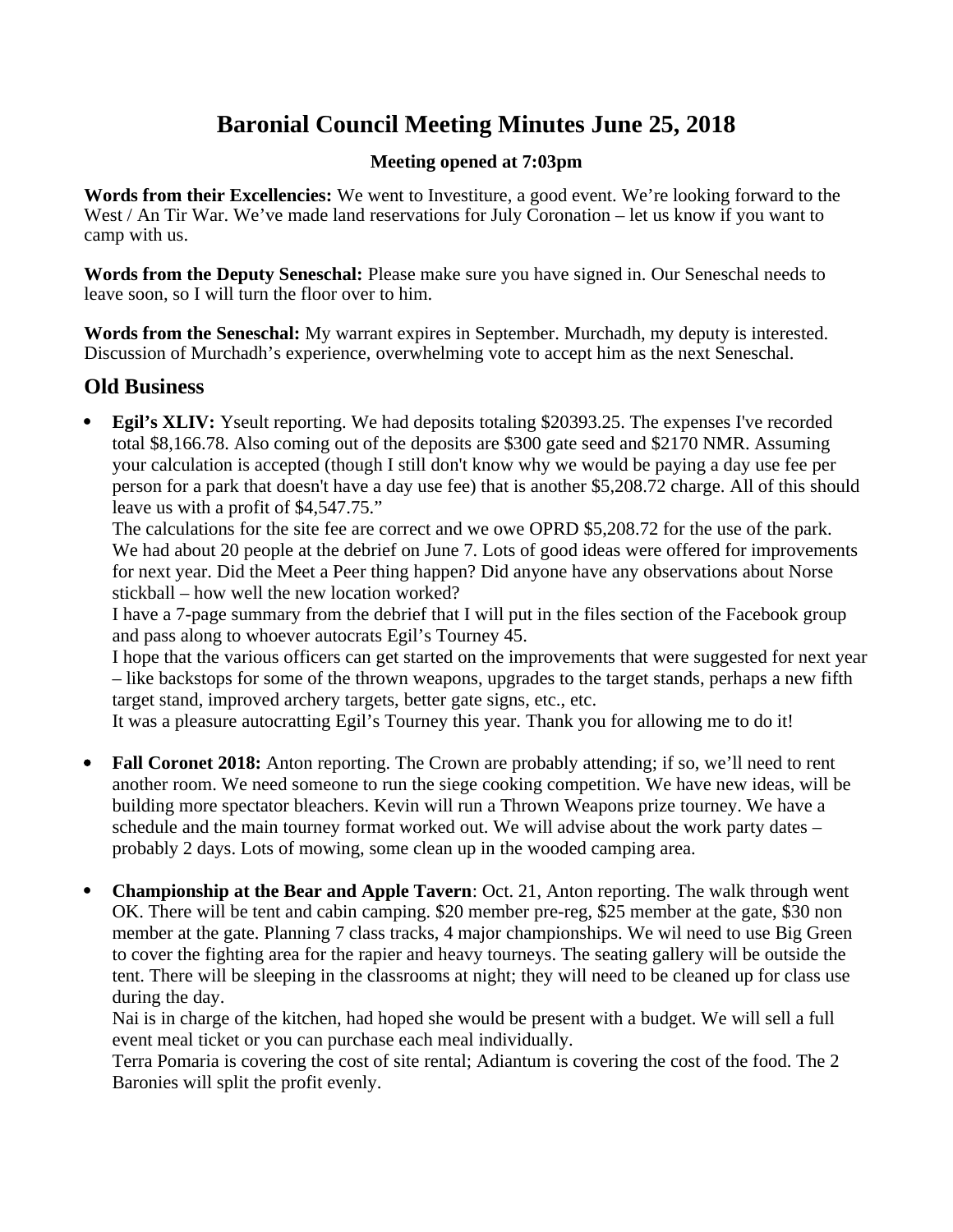# Baronial Council Meeting Minutes June 25, 2018

**Meeting opened at 7:03pm**

**Words from their Excellencies:** We went to Investiture, a good event. We're looking forward to the West / An Tir War. We've made land reservations for July Coronation – let us know if you want to camp with us.

**Words from the Deputy Seneschal:** Please make sure you have signed in. Our Seneschal needs to leave soon, so I will turn the floor over to him.

**Words from the Seneschal:** My warrant expires in September. Murchadh, my deputy is interested. Discussion of Murchadh's experience, overwhelming vote to accept him as the next Seneschal.

## Old Business

- **Egil's XLIV:** Yseult reporting. We had deposits totaling $20393.25. The expenses I've recorded total $8,166.78. Also coming out of the deposits are $300 gate seed and $2170 NMR. Assuming your calculation is accepted (though I still don't know why we would be paying a day use fee per person for a park that doesn't have a day use fee) that is another $5,208.72 charge. All of this should leave us with a profit of $4,547.75."
  
  The calculations for the site fee are correct and we owe OPRD $5,208.72 for the use of the park. We had about 20 people at the debrief on June 7. Lots of good ideas were offered for improvements for next year. Did the Meet a Peer thing happen? Did anyone have any observations about Norse stickball – how well the new location worked?
  
  I have a 7-page summary from the debrief that I will put in the files section of the Facebook group and pass along to whoever autocrats Egil's Tourney 45.
  
  I hope that the various officers can get started on the improvements that were suggested for next year – like backstops for some of the thrown weapons, upgrades to the target stands, perhaps a new fifth target stand, improved archery targets, better gate signs, etc., etc.
  
  It was a pleasure autocratting Egil's Tourney this year. Thank you for allowing me to do it!

- **Fall Coronet 2018:** Anton reporting. The Crown are probably attending; if so, we'll need to rent another room. We need someone to run the siege cooking competition. We have new ideas, will be building more spectator bleachers. Kevin will run a Thrown Weapons prize tourney. We have a schedule and the main tourney format worked out. We will advise about the work party dates – probably 2 days. Lots of mowing, some clean up in the wooded camping area.

- **Championship at the Bear and Apple Tavern**: Oct. 21, Anton reporting. The walk through went OK. There will be tent and cabin camping. $20 member pre-reg, $25 member at the gate, $30 non member at the gate. Planning 7 class tracks, 4 major championships. We wil need to use Big Green to cover the fighting area for the rapier and heavy tourneys. The seating gallery will be outside the tent. There will be sleeping in the classrooms at night; they will need to be cleaned up for class use during the day.
  
  Nai is in charge of the kitchen, had hoped she would be present with a budget. We will sell a full event meal ticket or you can purchase each meal individually.
  
  Terra Pomaria is covering the cost of site rental; Adiantum is covering the cost of the food. The 2 Baronies will split the profit evenly.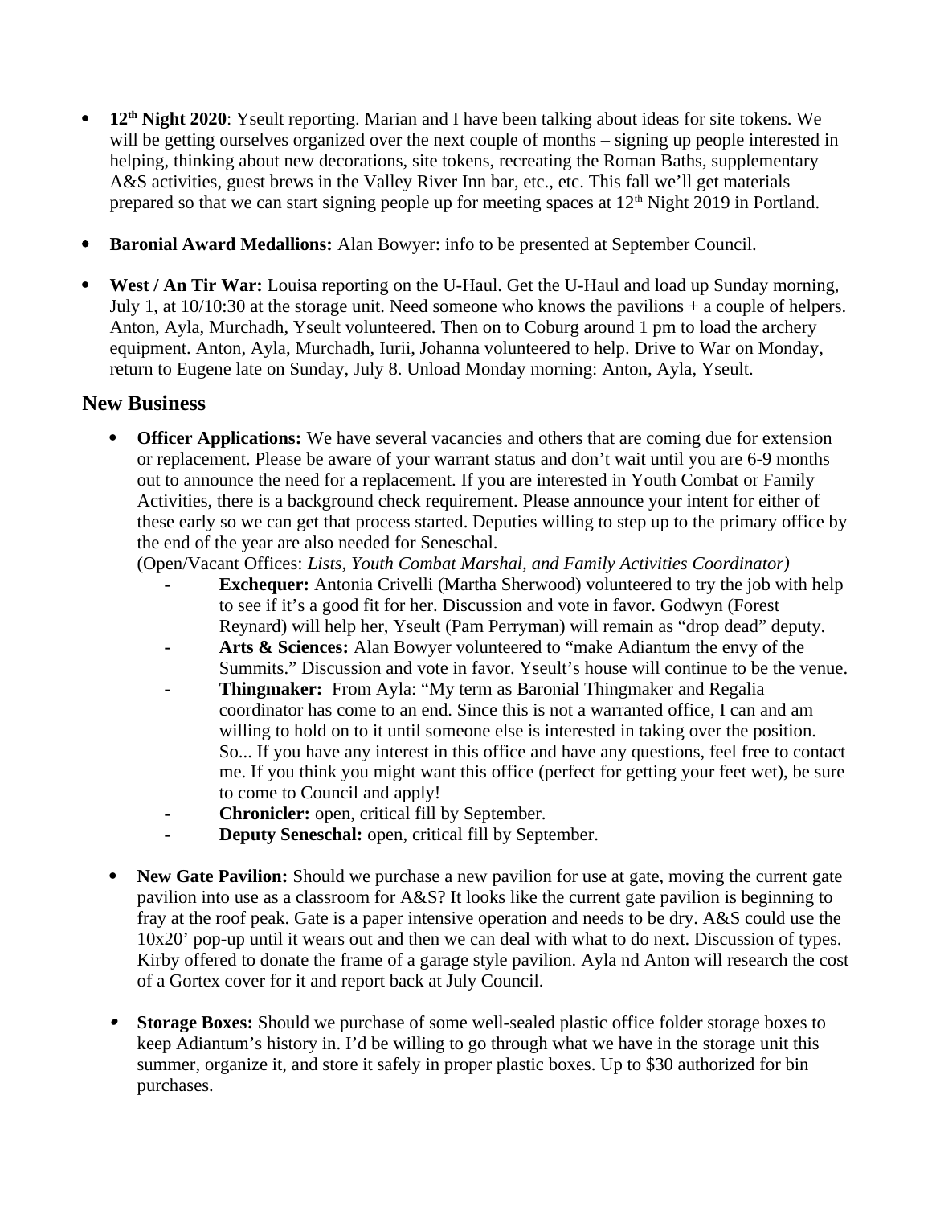- **12th Night 2020**: Yseult reporting. Marian and I have been talking about ideas for site tokens. We will be getting ourselves organized over the next couple of months – signing up people interested in helping, thinking about new decorations, site tokens, recreating the Roman Baths, supplementary A&S activities, guest brews in the Valley River Inn bar, etc., etc. This fall we'll get materials prepared so that we can start signing people up for meeting spaces at 12th Night 2019 in Portland.

- **Baronial Award Medallions:** Alan Bowyer: info to be presented at September Council.

- **West / An Tir War:** Louisa reporting on the U-Haul. Get the U-Haul and load up Sunday morning, July 1, at 10/10:30 at the storage unit. Need someone who knows the pavilions + a couple of helpers. Anton, Ayla, Murchadh, Yseult volunteered. Then on to Coburg around 1 pm to load the archery equipment. Anton, Ayla, Murchadh, Iurii, Johanna volunteered to help. Drive to War on Monday, return to Eugene late on Sunday, July 8. Unload Monday morning: Anton, Ayla, Yseult.

## New Business

- **Officer Applications:** We have several vacancies and others that are coming due for extension or replacement. Please be aware of your warrant status and don't wait until you are 6-9 months out to announce the need for a replacement. If you are interested in Youth Combat or Family Activities, there is a background check requirement. Please announce your intent for either of these early so we can get that process started. Deputies willing to step up to the primary office by the end of the year are also needed for Seneschal.
  (Open/Vacant Offices: *Lists, Youth Combat Marshal, and Family Activities Coordinator)*
  - **Exchequer:** Antonia Crivelli (Martha Sherwood) volunteered to try the job with help to see if it's a good fit for her. Discussion and vote in favor. Godwyn (Forest Reynard) will help her, Yseult (Pam Perryman) will remain as "drop dead" deputy.
  - **Arts & Sciences:** Alan Bowyer volunteered to "make Adiantum the envy of the Summits." Discussion and vote in favor. Yseult's house will continue to be the venue.
  - **Thingmaker:** From Ayla: "My term as Baronial Thingmaker and Regalia coordinator has come to an end. Since this is not a warranted office, I can and am willing to hold on to it until someone else is interested in taking over the position. So... If you have any interest in this office and have any questions, feel free to contact me. If you think you might want this office (perfect for getting your feet wet), be sure to come to Council and apply!
  - **Chronicler:** open, critical fill by September.
  - **Deputy Seneschal:** open, critical fill by September.

- **New Gate Pavilion:** Should we purchase a new pavilion for use at gate, moving the current gate pavilion into use as a classroom for A&S? It looks like the current gate pavilion is beginning to fray at the roof peak. Gate is a paper intensive operation and needs to be dry. A&S could use the 10x20' pop-up until it wears out and then we can deal with what to do next. Discussion of types. Kirby offered to donate the frame of a garage style pavilion. Ayla nd Anton will research the cost of a Gortex cover for it and report back at July Council.

- **Storage Boxes:** Should we purchase of some well-sealed plastic office folder storage boxes to keep Adiantum's history in. I'd be willing to go through what we have in the storage unit this summer, organize it, and store it safely in proper plastic boxes. Up to $30 authorized for bin purchases.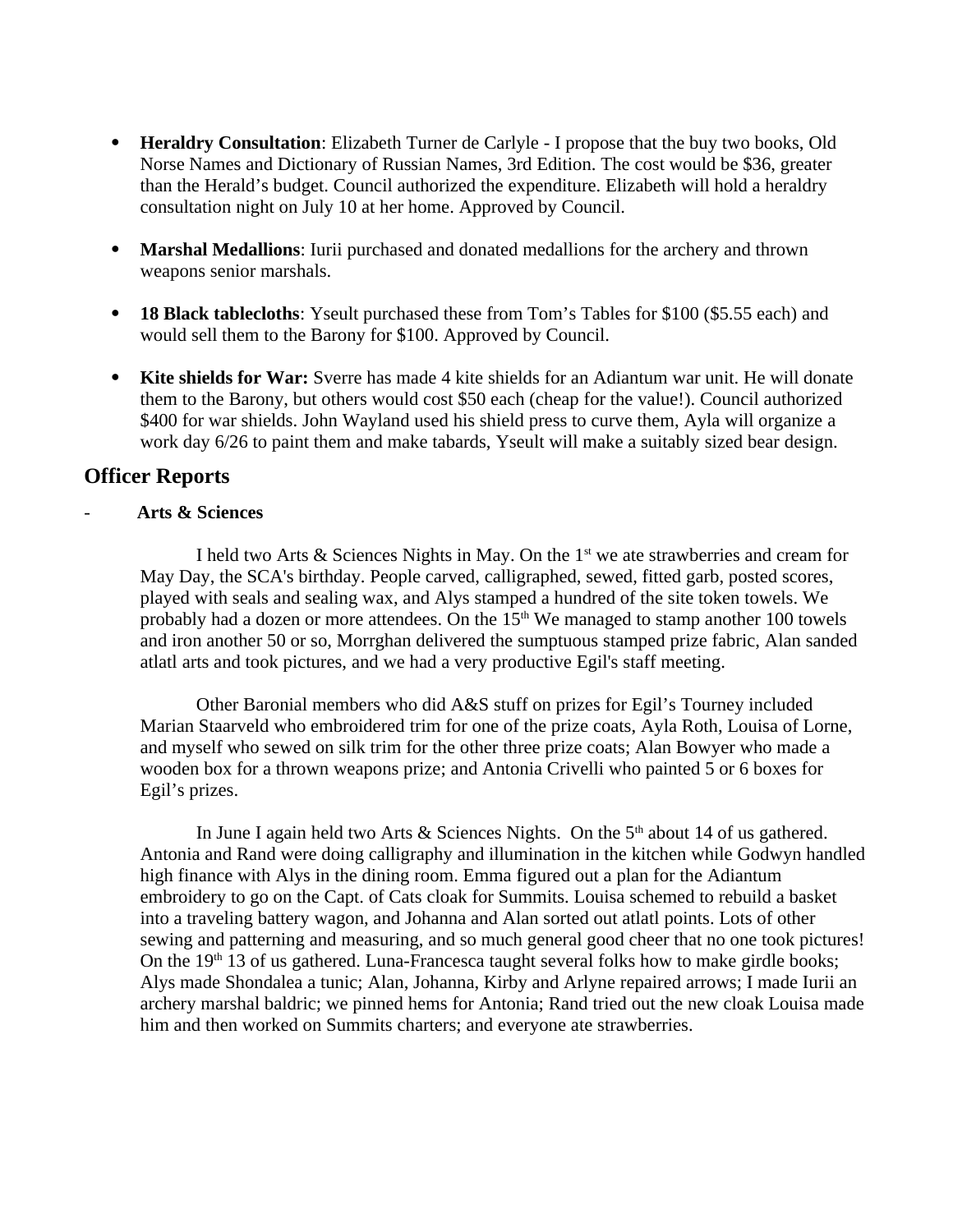- **Heraldry Consultation**: Elizabeth Turner de Carlyle - I propose that the buy two books, Old Norse Names and Dictionary of Russian Names, 3rd Edition. The cost would be $36, greater than the Herald's budget. Council authorized the expenditure. Elizabeth will hold a heraldry consultation night on July 10 at her home. Approved by Council.

- **Marshal Medallions**: Iurii purchased and donated medallions for the archery and thrown weapons senior marshals.

- **18 Black tablecloths**: Yseult purchased these from Tom's Tables for $100 ($5.55 each) and would sell them to the Barony for $100. Approved by Council.

- **Kite shields for War:** Sverre has made 4 kite shields for an Adiantum war unit. He will donate them to the Barony, but others would cost $50 each (cheap for the value!). Council authorized $400 for war shields. John Wayland used his shield press to curve them, Ayla will organize a work day 6/26 to paint them and make tabards, Yseult will make a suitably sized bear design.

## Officer Reports

- **Arts & Sciences**

I held two Arts & Sciences Nights in May. On the 1st we ate strawberries and cream for May Day, the SCA's birthday. People carved, calligraphed, sewed, fitted garb, posted scores, played with seals and sealing wax, and Alys stamped a hundred of the site token towels. We probably had a dozen or more attendees. On the 15th We managed to stamp another 100 towels and iron another 50 or so, Morrghan delivered the sumptuous stamped prize fabric, Alan sanded atlatl arts and took pictures, and we had a very productive Egil's staff meeting.

Other Baronial members who did A&S stuff on prizes for Egil's Tourney included Marian Staarveld who embroidered trim for one of the prize coats, Ayla Roth, Louisa of Lorne, and myself who sewed on silk trim for the other three prize coats; Alan Bowyer who made a wooden box for a thrown weapons prize; and Antonia Crivelli who painted 5 or 6 boxes for Egil's prizes.

In June I again held two Arts & Sciences Nights. On the 5th about 14 of us gathered. Antonia and Rand were doing calligraphy and illumination in the kitchen while Godwyn handled high finance with Alys in the dining room. Emma figured out a plan for the Adiantum embroidery to go on the Capt. of Cats cloak for Summits. Louisa schemed to rebuild a basket into a traveling battery wagon, and Johanna and Alan sorted out atlatl points. Lots of other sewing and patterning and measuring, and so much general good cheer that no one took pictures! On the 19th 13 of us gathered. Luna-Francesca taught several folks how to make girdle books; Alys made Shondalea a tunic; Alan, Johanna, Kirby and Arlyne repaired arrows; I made Iurii an archery marshal baldric; we pinned hems for Antonia; Rand tried out the new cloak Louisa made him and then worked on Summits charters; and everyone ate strawberries.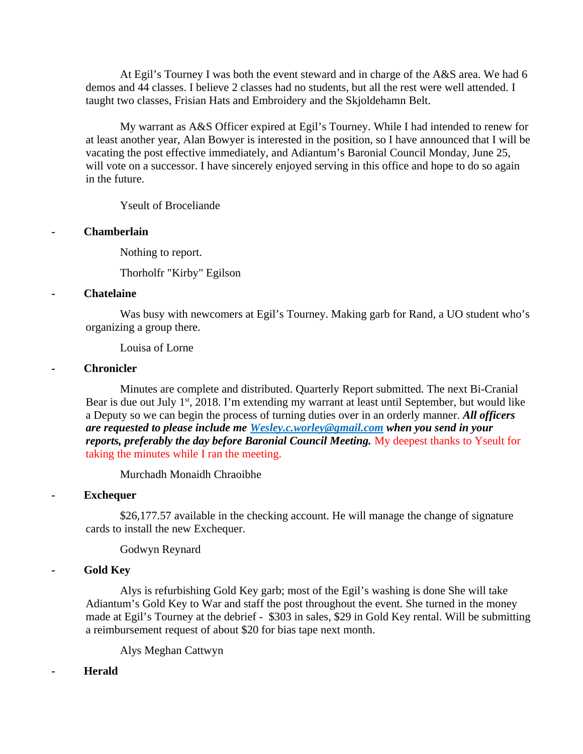At Egil's Tourney I was both the event steward and in charge of the A&S area. We had 6 demos and 44 classes. I believe 2 classes had no students, but all the rest were well attended. I taught two classes, Frisian Hats and Embroidery and the Skjoldehamn Belt.

My warrant as A&S Officer expired at Egil's Tourney. While I had intended to renew for at least another year, Alan Bowyer is interested in the position, so I have announced that I will be vacating the post effective immediately, and Adiantum's Baronial Council Monday, June 25, will vote on a successor. I have sincerely enjoyed serving in this office and hope to do so again in the future.

Yseult of Broceliande

- **Chamberlain**

Nothing to report.

Thorholfr "Kirby" Egilson

- **Chatelaine**

Was busy with newcomers at Egil's Tourney. Making garb for Rand, a UO student who's organizing a group there.

Louisa of Lorne

- **Chronicler**

Minutes are complete and distributed. Quarterly Report submitted. The next Bi-Cranial Bear is due out July 1st, 2018. I'm extending my warrant at least until September, but would like a Deputy so we can begin the process of turning duties over in an orderly manner. ***All officers are requested to please include me [Wesley.c.worley@gmail.com](mailto:Wesley.c.worley@gmail.com) when you send in your reports, preferably the day before Baronial Council Meeting.*** My deepest thanks to Yseult for taking the minutes while I ran the meeting.

Murchadh Monaidh Chraoibhe

- **Exchequer**

$26,177.57 available in the checking account. He will manage the change of signature cards to install the new Exchequer.

Godwyn Reynard

- **Gold Key**

Alys is refurbishing Gold Key garb; most of the Egil's washing is done She will take Adiantum's Gold Key to War and staff the post throughout the event. She turned in the money made at Egil's Tourney at the debrief - $303 in sales, $29 in Gold Key rental. Will be submitting a reimbursement request of about $20 for bias tape next month.

Alys Meghan Cattwyn

- **Herald**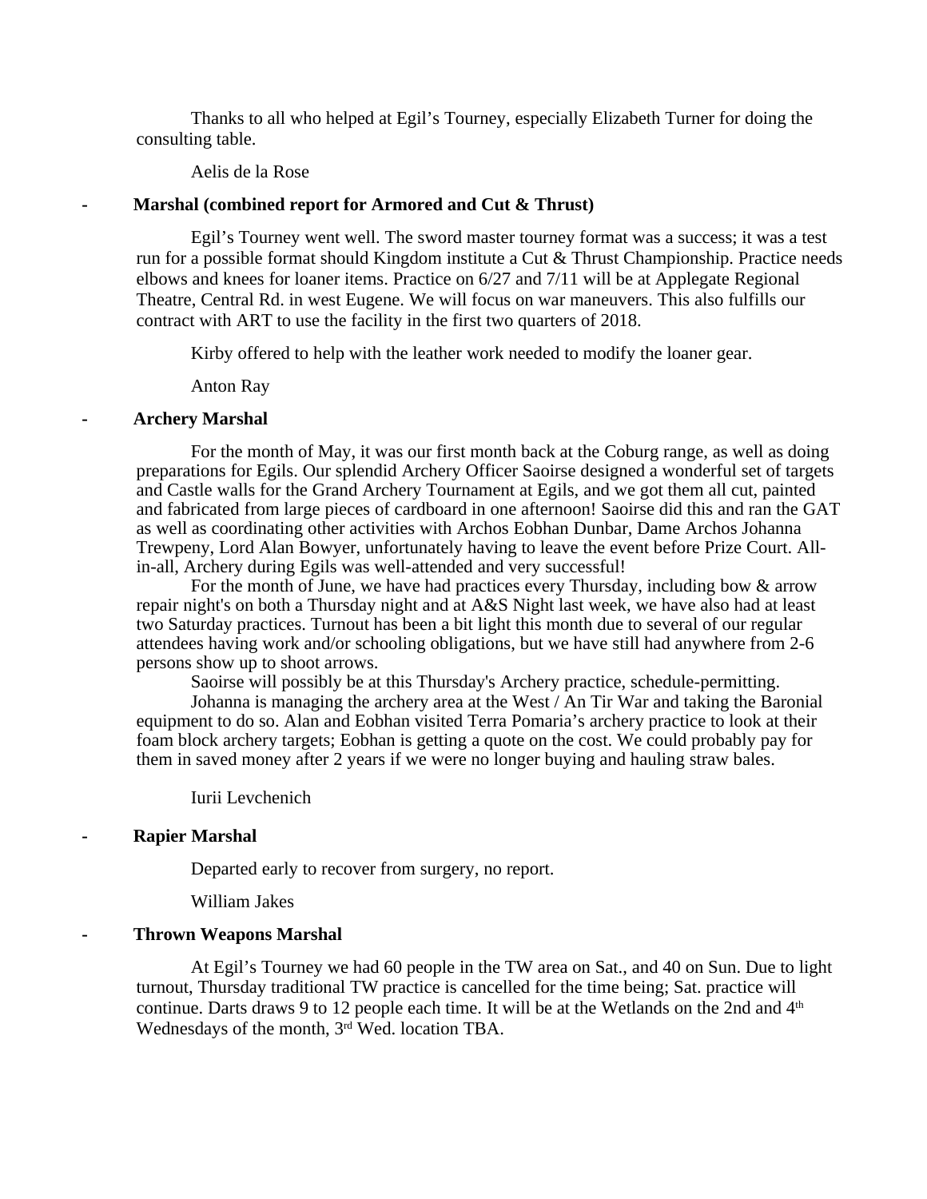Thanks to all who helped at Egil's Tourney, especially Elizabeth Turner for doing the consulting table.

Aelis de la Rose

- **Marshal (combined report for Armored and Cut & Thrust)**

Egil's Tourney went well. The sword master tourney format was a success; it was a test run for a possible format should Kingdom institute a Cut & Thrust Championship. Practice needs elbows and knees for loaner items. Practice on 6/27 and 7/11 will be at Applegate Regional Theatre, Central Rd. in west Eugene. We will focus on war maneuvers. This also fulfills our contract with ART to use the facility in the first two quarters of 2018.

Kirby offered to help with the leather work needed to modify the loaner gear.

Anton Ray

- **Archery Marshal**

For the month of May, it was our first month back at the Coburg range, as well as doing preparations for Egils. Our splendid Archery Officer Saoirse designed a wonderful set of targets and Castle walls for the Grand Archery Tournament at Egils, and we got them all cut, painted and fabricated from large pieces of cardboard in one afternoon! Saoirse did this and ran the GAT as well as coordinating other activities with Archos Eobhan Dunbar, Dame Archos Johanna Trewpeny, Lord Alan Bowyer, unfortunately having to leave the event before Prize Court. All-in-all, Archery during Egils was well-attended and very successful!

For the month of June, we have had practices every Thursday, including bow & arrow repair night's on both a Thursday night and at A&S Night last week, we have also had at least two Saturday practices. Turnout has been a bit light this month due to several of our regular attendees having work and/or schooling obligations, but we have still had anywhere from 2-6 persons show up to shoot arrows.

Saoirse will possibly be at this Thursday's Archery practice, schedule-permitting.

Johanna is managing the archery area at the West / An Tir War and taking the Baronial equipment to do so. Alan and Eobhan visited Terra Pomaria's archery practice to look at their foam block archery targets; Eobhan is getting a quote on the cost. We could probably pay for them in saved money after 2 years if we were no longer buying and hauling straw bales.

Iurii Levchenich

- **Rapier Marshal**

Departed early to recover from surgery, no report.

William Jakes

- **Thrown Weapons Marshal**

At Egil's Tourney we had 60 people in the TW area on Sat., and 40 on Sun. Due to light turnout, Thursday traditional TW practice is cancelled for the time being; Sat. practice will continue. Darts draws 9 to 12 people each time. It will be at the Wetlands on the 2nd and 4th Wednesdays of the month, 3rd Wed. location TBA.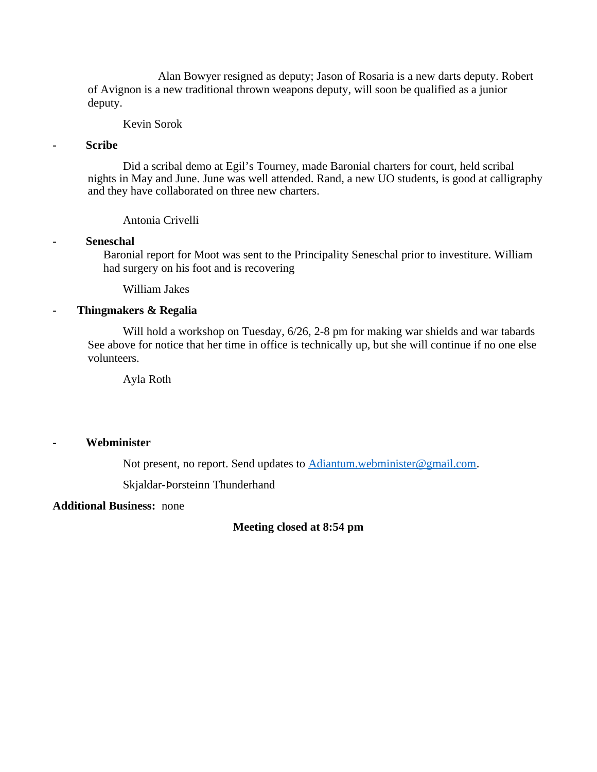Alan Bowyer resigned as deputy; Jason of Rosaria is a new darts deputy. Robert of Avignon is a new traditional thrown weapons deputy, will soon be qualified as a junior deputy.

Kevin Sorok

- **Scribe**

Did a scribal demo at Egil's Tourney, made Baronial charters for court, held scribal nights in May and June. June was well attended. Rand, a new UO students, is good at calligraphy and they have collaborated on three new charters.

Antonia Crivelli

- **Seneschal**

Baronial report for Moot was sent to the Principality Seneschal prior to investiture. William had surgery on his foot and is recovering

William Jakes

- **Thingmakers & Regalia**

Will hold a workshop on Tuesday, 6/26, 2-8 pm for making war shields and war tabards See above for notice that her time in office is technically up, but she will continue if no one else volunteers.

Ayla Roth

- **Webminister**

Not present, no report. Send updates to Adiantum.webminister@gmail.com.

Skjaldar-Þorsteinn Thunderhand

**Additional Business:** none

**Meeting closed at 8:54 pm**